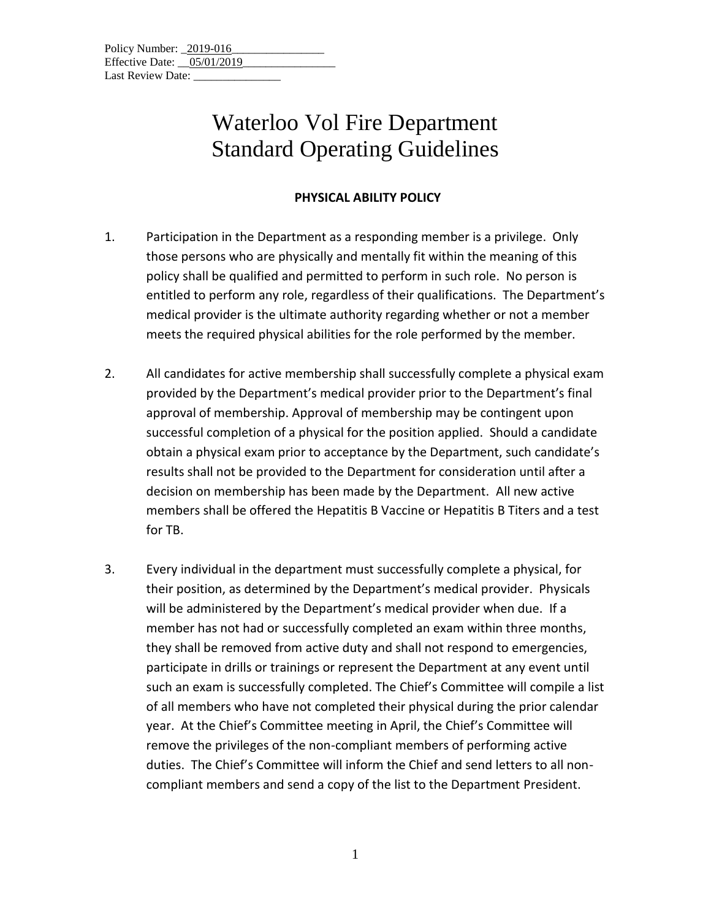Policy Number: _2019-016_______________
Effective Date: __05/01/2019_______________
Last Review Date: _______________

# Waterloo Vol Fire Department
# Standard Operating Guidelines

## PHYSICAL ABILITY POLICY

1. Participation in the Department as a responding member is a privilege. Only those persons who are physically and mentally fit within the meaning of this policy shall be qualified and permitted to perform in such role. No person is entitled to perform any role, regardless of their qualifications. The Department's medical provider is the ultimate authority regarding whether or not a member meets the required physical abilities for the role performed by the member.

2. All candidates for active membership shall successfully complete a physical exam provided by the Department's medical provider prior to the Department's final approval of membership. Approval of membership may be contingent upon successful completion of a physical for the position applied. Should a candidate obtain a physical exam prior to acceptance by the Department, such candidate's results shall not be provided to the Department for consideration until after a decision on membership has been made by the Department. All new active members shall be offered the Hepatitis B Vaccine or Hepatitis B Titers and a test for TB.

3. Every individual in the department must successfully complete a physical, for their position, as determined by the Department's medical provider. Physicals will be administered by the Department's medical provider when due. If a member has not had or successfully completed an exam within three months, they shall be removed from active duty and shall not respond to emergencies, participate in drills or trainings or represent the Department at any event until such an exam is successfully completed. The Chief's Committee will compile a list of all members who have not completed their physical during the prior calendar year. At the Chief's Committee meeting in April, the Chief's Committee will remove the privileges of the non-compliant members of performing active duties. The Chief's Committee will inform the Chief and send letters to all non-compliant members and send a copy of the list to the Department President.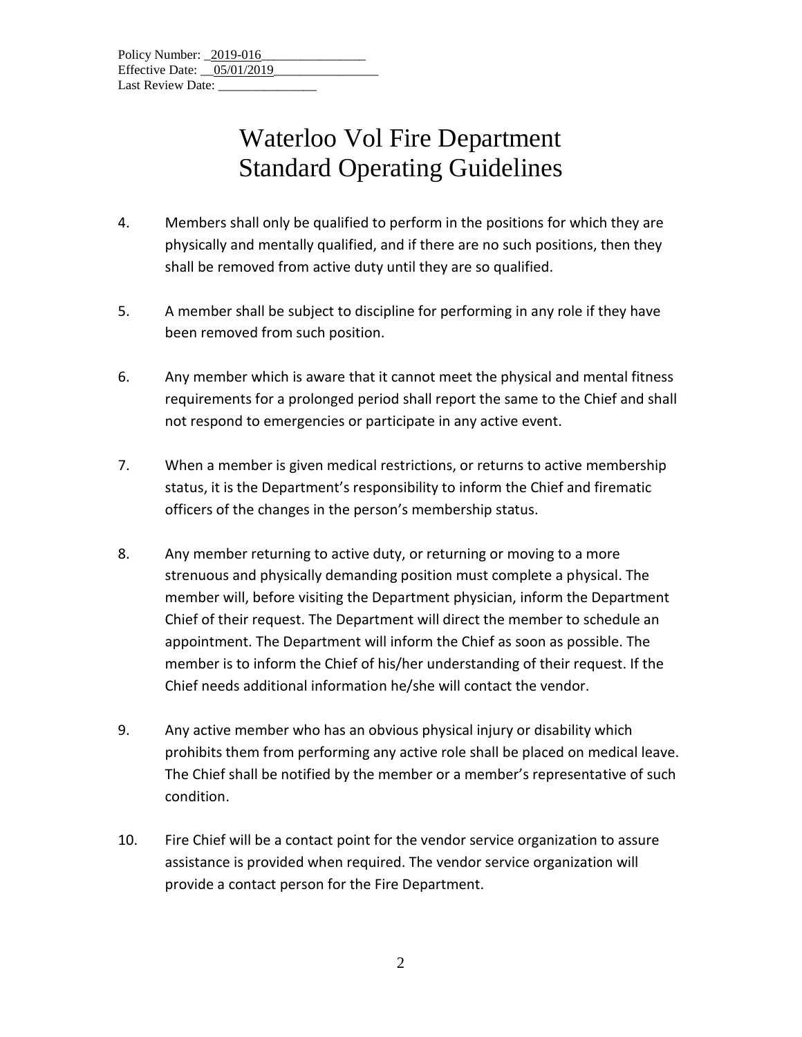Policy Number: 2019-016
Effective Date: 05/01/2019
Last Review Date: _______________

# Waterloo Vol Fire Department Standard Operating Guidelines

4. Members shall only be qualified to perform in the positions for which they are physically and mentally qualified, and if there are no such positions, then they shall be removed from active duty until they are so qualified.

5. A member shall be subject to discipline for performing in any role if they have been removed from such position.

6. Any member which is aware that it cannot meet the physical and mental fitness requirements for a prolonged period shall report the same to the Chief and shall not respond to emergencies or participate in any active event.

7. When a member is given medical restrictions, or returns to active membership status, it is the Department's responsibility to inform the Chief and firematic officers of the changes in the person's membership status.

8. Any member returning to active duty, or returning or moving to a more strenuous and physically demanding position must complete a physical. The member will, before visiting the Department physician, inform the Department Chief of their request. The Department will direct the member to schedule an appointment. The Department will inform the Chief as soon as possible. The member is to inform the Chief of his/her understanding of their request. If the Chief needs additional information he/she will contact the vendor.

9. Any active member who has an obvious physical injury or disability which prohibits them from performing any active role shall be placed on medical leave. The Chief shall be notified by the member or a member's representative of such condition.

10. Fire Chief will be a contact point for the vendor service organization to assure assistance is provided when required. The vendor service organization will provide a contact person for the Fire Department.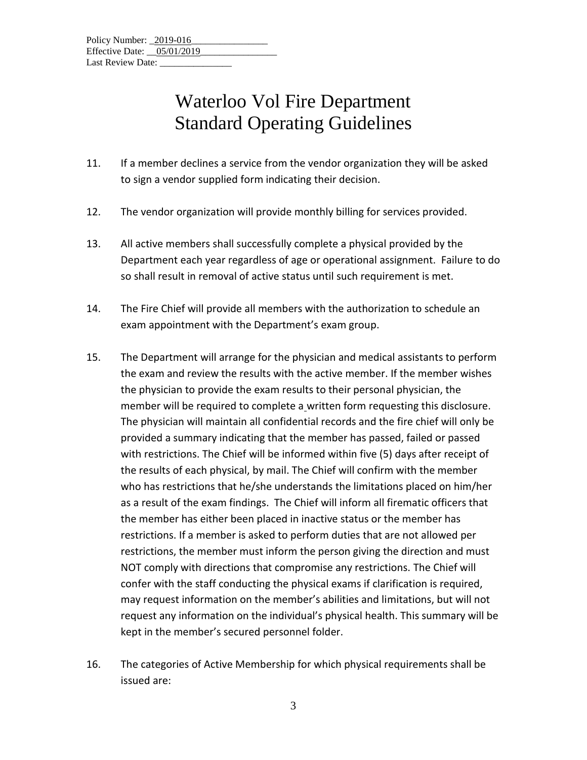Policy Number: 2019-016
Effective Date: 05/01/2019
Last Review Date: _______________

# Waterloo Vol Fire Department
# Standard Operating Guidelines

11. If a member declines a service from the vendor organization they will be asked to sign a vendor supplied form indicating their decision.

12. The vendor organization will provide monthly billing for services provided.

13. All active members shall successfully complete a physical provided by the Department each year regardless of age or operational assignment. Failure to do so shall result in removal of active status until such requirement is met.

14. The Fire Chief will provide all members with the authorization to schedule an exam appointment with the Department's exam group.

15. The Department will arrange for the physician and medical assistants to perform the exam and review the results with the active member. If the member wishes the physician to provide the exam results to their personal physician, the member will be required to complete a written form requesting this disclosure. The physician will maintain all confidential records and the fire chief will only be provided a summary indicating that the member has passed, failed or passed with restrictions. The Chief will be informed within five (5) days after receipt of the results of each physical, by mail. The Chief will confirm with the member who has restrictions that he/she understands the limitations placed on him/her as a result of the exam findings. The Chief will inform all firematic officers that the member has either been placed in inactive status or the member has restrictions. If a member is asked to perform duties that are not allowed per restrictions, the member must inform the person giving the direction and must NOT comply with directions that compromise any restrictions. The Chief will confer with the staff conducting the physical exams if clarification is required, may request information on the member's abilities and limitations, but will not request any information on the individual's physical health. This summary will be kept in the member's secured personnel folder.

16. The categories of Active Membership for which physical requirements shall be issued are: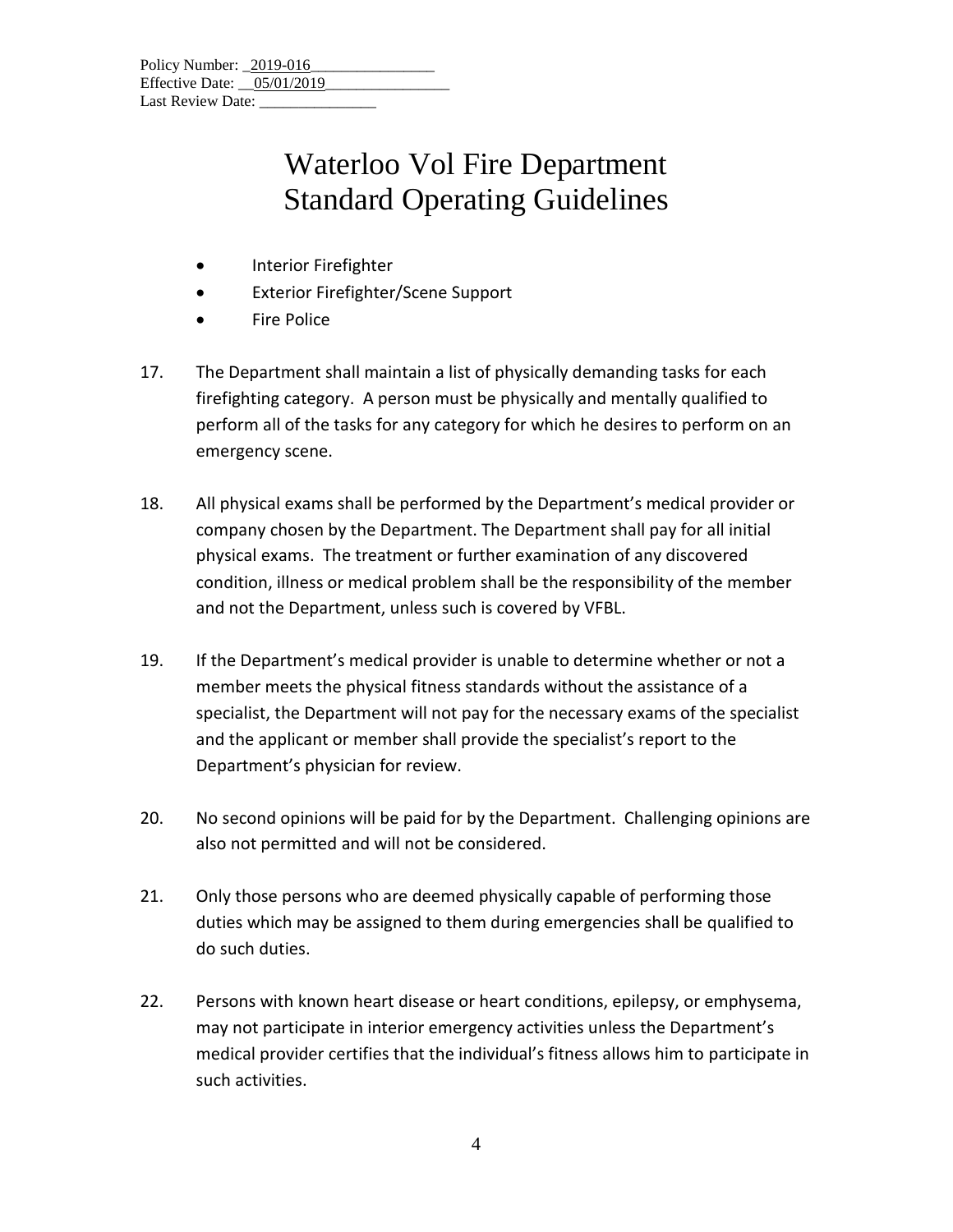Policy Number: _2019-016_______________
Effective Date: __05/01/2019_______________
Last Review Date: _______________

# Waterloo Vol Fire Department Standard Operating Guidelines

- Interior Firefighter
- Exterior Firefighter/Scene Support
- Fire Police

17. The Department shall maintain a list of physically demanding tasks for each firefighting category. A person must be physically and mentally qualified to perform all of the tasks for any category for which he desires to perform on an emergency scene.

18. All physical exams shall be performed by the Department's medical provider or company chosen by the Department. The Department shall pay for all initial physical exams. The treatment or further examination of any discovered condition, illness or medical problem shall be the responsibility of the member and not the Department, unless such is covered by VFBL.

19. If the Department's medical provider is unable to determine whether or not a member meets the physical fitness standards without the assistance of a specialist, the Department will not pay for the necessary exams of the specialist and the applicant or member shall provide the specialist's report to the Department's physician for review.

20. No second opinions will be paid for by the Department. Challenging opinions are also not permitted and will not be considered.

21. Only those persons who are deemed physically capable of performing those duties which may be assigned to them during emergencies shall be qualified to do such duties.

22. Persons with known heart disease or heart conditions, epilepsy, or emphysema, may not participate in interior emergency activities unless the Department's medical provider certifies that the individual's fitness allows him to participate in such activities.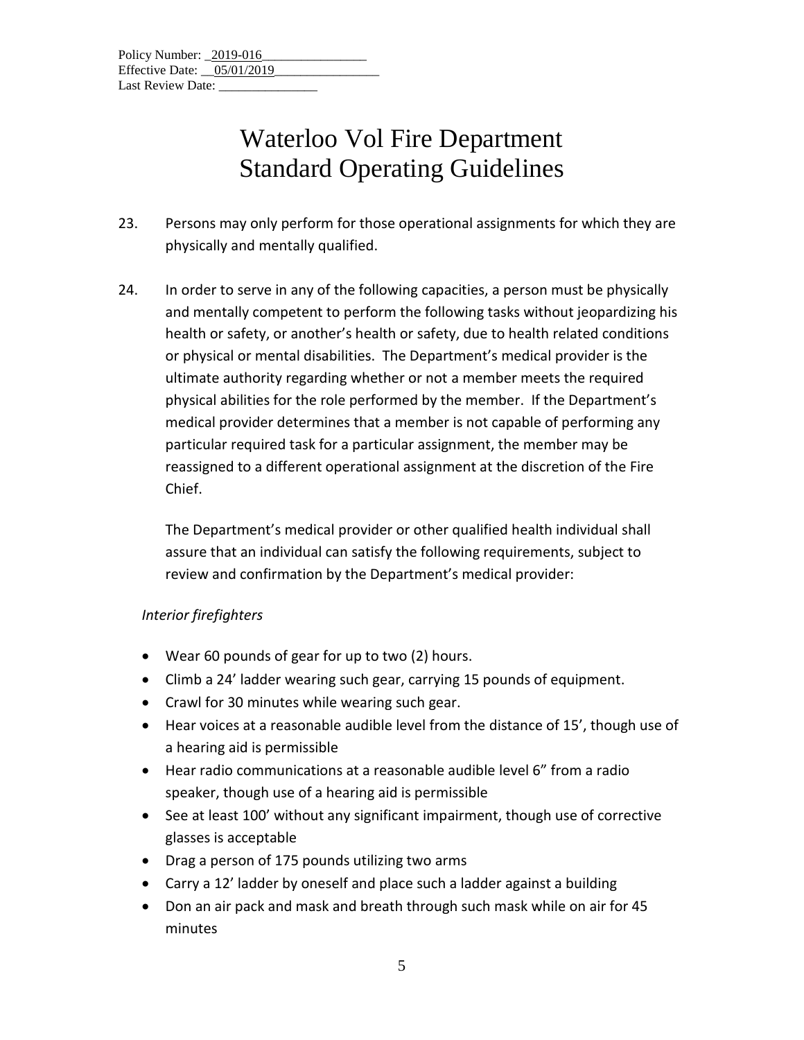Policy Number: _2019-016_______________
Effective Date: __05/01/2019_______________
Last Review Date: _______________

# Waterloo Vol Fire Department
# Standard Operating Guidelines

23. Persons may only perform for those operational assignments for which they are physically and mentally qualified.

24. In order to serve in any of the following capacities, a person must be physically and mentally competent to perform the following tasks without jeopardizing his health or safety, or another's health or safety, due to health related conditions or physical or mental disabilities. The Department's medical provider is the ultimate authority regarding whether or not a member meets the required physical abilities for the role performed by the member. If the Department's medical provider determines that a member is not capable of performing any particular required task for a particular assignment, the member may be reassigned to a different operational assignment at the discretion of the Fire Chief.

    The Department's medical provider or other qualified health individual shall assure that an individual can satisfy the following requirements, subject to review and confirmation by the Department's medical provider:

    *Interior firefighters*

    - Wear 60 pounds of gear for up to two (2) hours.
    - Climb a 24' ladder wearing such gear, carrying 15 pounds of equipment.
    - Crawl for 30 minutes while wearing such gear.
    - Hear voices at a reasonable audible level from the distance of 15', though use of a hearing aid is permissible
    - Hear radio communications at a reasonable audible level 6" from a radio speaker, though use of a hearing aid is permissible
    - See at least 100' without any significant impairment, though use of corrective glasses is acceptable
    - Drag a person of 175 pounds utilizing two arms
    - Carry a 12' ladder by oneself and place such a ladder against a building
    - Don an air pack and mask and breath through such mask while on air for 45 minutes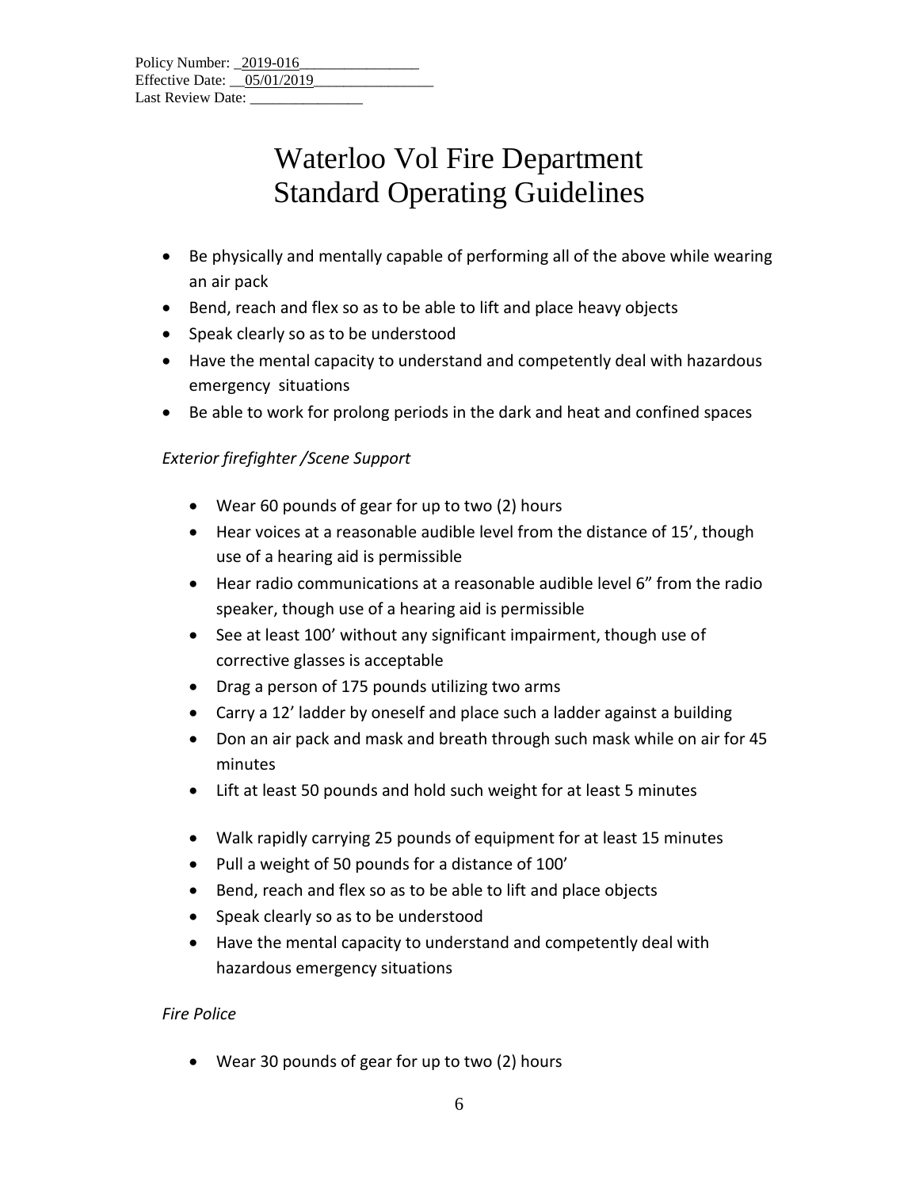Policy Number: 2019-016
Effective Date: 05/01/2019
Last Review Date: _______________

# Waterloo Vol Fire Department
# Standard Operating Guidelines

- Be physically and mentally capable of performing all of the above while wearing an air pack
- Bend, reach and flex so as to be able to lift and place heavy objects
- Speak clearly so as to be understood
- Have the mental capacity to understand and competently deal with hazardous emergency situations
- Be able to work for prolong periods in the dark and heat and confined spaces

*Exterior firefighter /Scene Support*

- Wear 60 pounds of gear for up to two (2) hours
- Hear voices at a reasonable audible level from the distance of 15', though use of a hearing aid is permissible
- Hear radio communications at a reasonable audible level 6" from the radio speaker, though use of a hearing aid is permissible
- See at least 100' without any significant impairment, though use of corrective glasses is acceptable
- Drag a person of 175 pounds utilizing two arms
- Carry a 12' ladder by oneself and place such a ladder against a building
- Don an air pack and mask and breath through such mask while on air for 45 minutes
- Lift at least 50 pounds and hold such weight for at least 5 minutes
- Walk rapidly carrying 25 pounds of equipment for at least 15 minutes
- Pull a weight of 50 pounds for a distance of 100'
- Bend, reach and flex so as to be able to lift and place objects
- Speak clearly so as to be understood
- Have the mental capacity to understand and competently deal with hazardous emergency situations

*Fire Police*

- Wear 30 pounds of gear for up to two (2) hours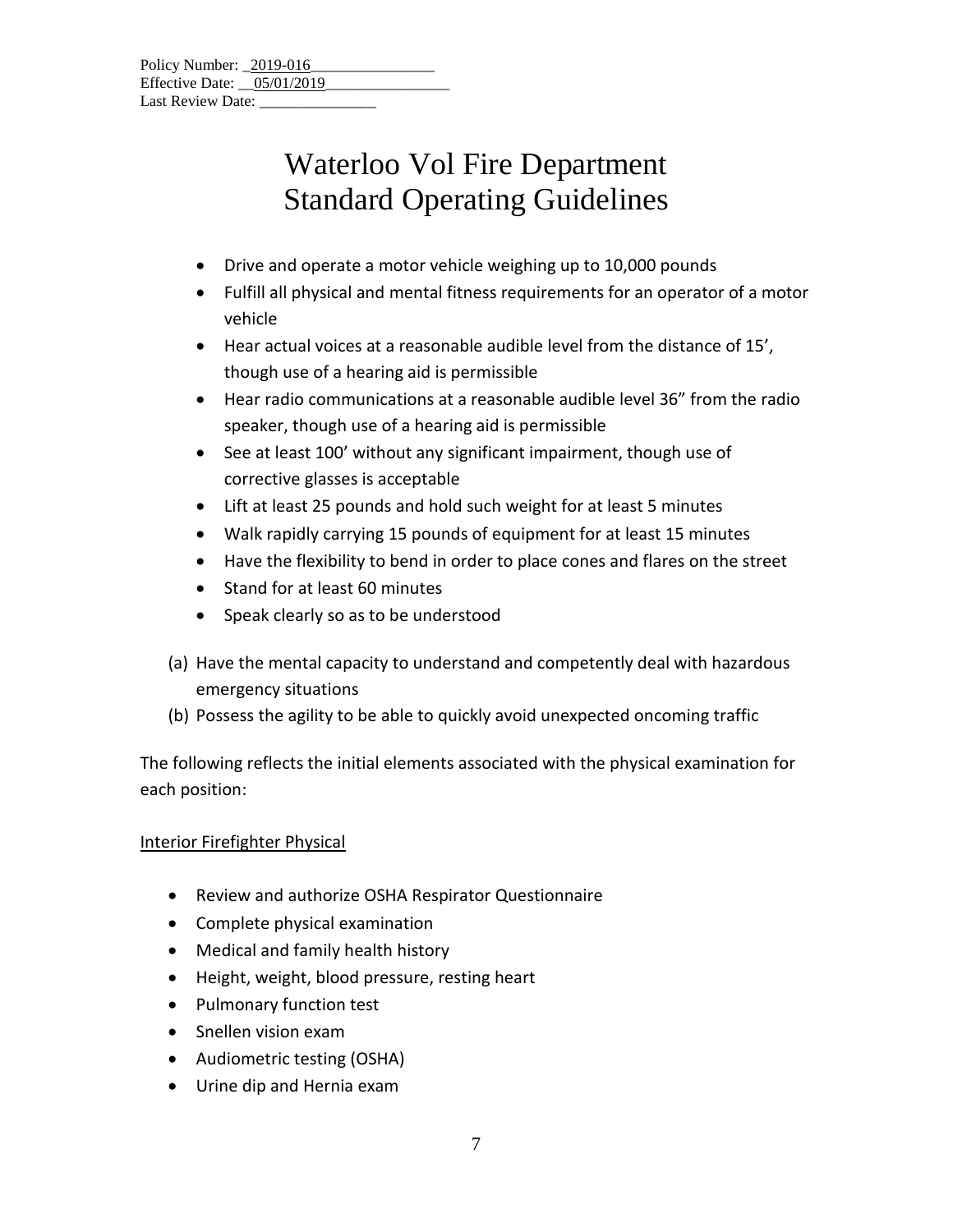Policy Number: 2019-016
Effective Date: 05/01/2019
Last Review Date: 

# Waterloo Vol Fire Department
# Standard Operating Guidelines

- Drive and operate a motor vehicle weighing up to 10,000 pounds
- Fulfill all physical and mental fitness requirements for an operator of a motor vehicle
- Hear actual voices at a reasonable audible level from the distance of 15', though use of a hearing aid is permissible
- Hear radio communications at a reasonable audible level 36" from the radio speaker, though use of a hearing aid is permissible
- See at least 100' without any significant impairment, though use of corrective glasses is acceptable
- Lift at least 25 pounds and hold such weight for at least 5 minutes
- Walk rapidly carrying 15 pounds of equipment for at least 15 minutes
- Have the flexibility to bend in order to place cones and flares on the street
- Stand for at least 60 minutes
- Speak clearly so as to be understood

(a) Have the mental capacity to understand and competently deal with hazardous emergency situations
(b) Possess the agility to be able to quickly avoid unexpected oncoming traffic

The following reflects the initial elements associated with the physical examination for each position:

Interior Firefighter Physical

- Review and authorize OSHA Respirator Questionnaire
- Complete physical examination
- Medical and family health history
- Height, weight, blood pressure, resting heart
- Pulmonary function test
- Snellen vision exam
- Audiometric testing (OSHA)
- Urine dip and Hernia exam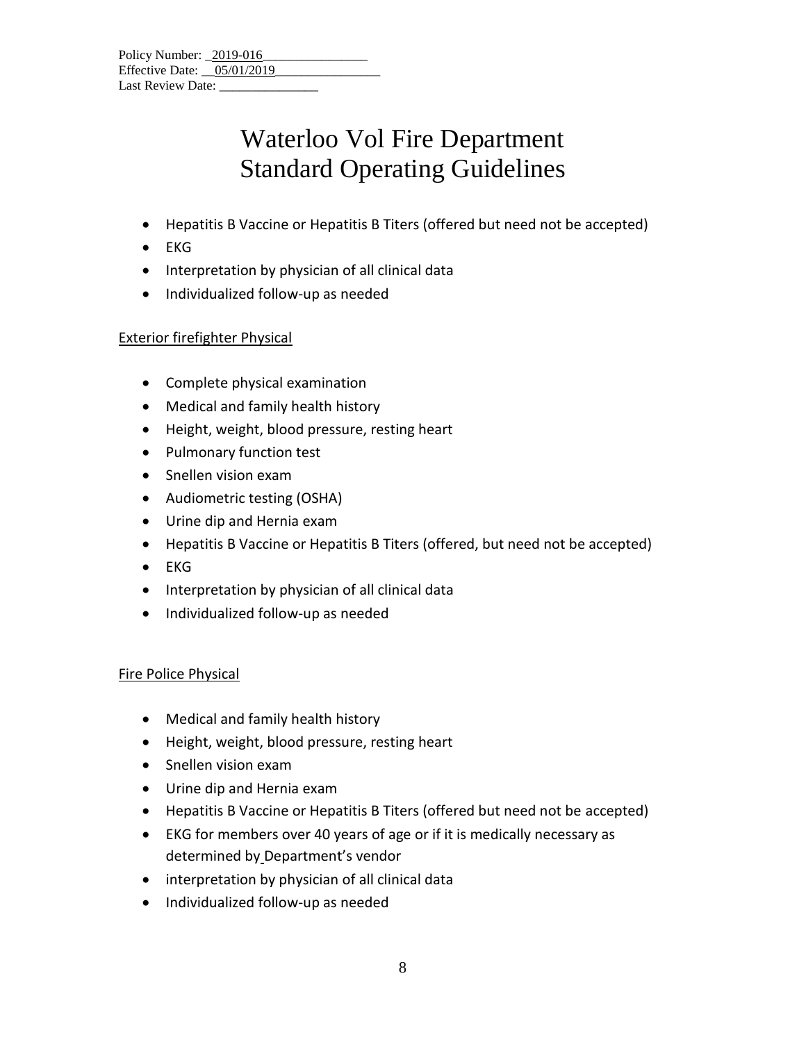Policy Number: 2019-016
Effective Date: 05/01/2019
Last Review Date: 

# Waterloo Vol Fire Department
# Standard Operating Guidelines

- Hepatitis B Vaccine or Hepatitis B Titers (offered but need not be accepted)
- EKG
- Interpretation by physician of all clinical data
- Individualized follow-up as needed

Exterior firefighter Physical

- Complete physical examination
- Medical and family health history
- Height, weight, blood pressure, resting heart
- Pulmonary function test
- Snellen vision exam
- Audiometric testing (OSHA)
- Urine dip and Hernia exam
- Hepatitis B Vaccine or Hepatitis B Titers (offered, but need not be accepted)
- EKG
- Interpretation by physician of all clinical data
- Individualized follow-up as needed

Fire Police Physical

- Medical and family health history
- Height, weight, blood pressure, resting heart
- Snellen vision exam
- Urine dip and Hernia exam
- Hepatitis B Vaccine or Hepatitis B Titers (offered but need not be accepted)
- EKG for members over 40 years of age or if it is medically necessary as determined by Department's vendor
- interpretation by physician of all clinical data
- Individualized follow-up as needed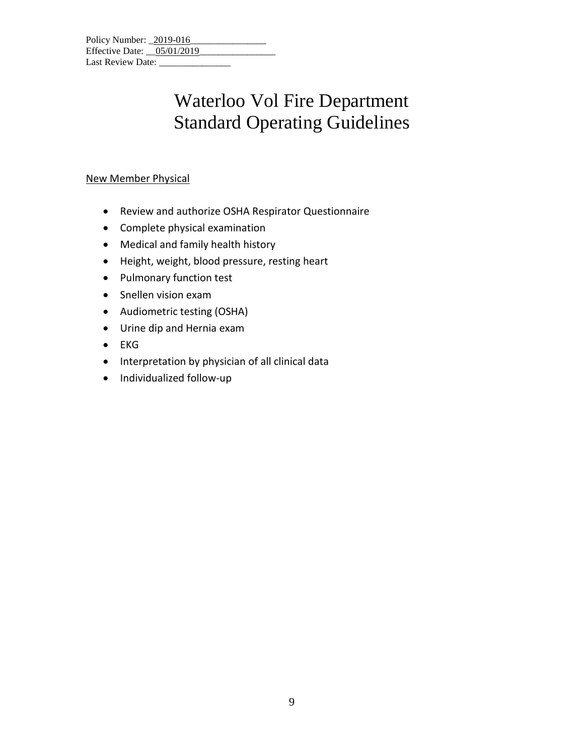Policy Number: 2019-016
Effective Date: 05/01/2019
Last Review Date: _______________

# Waterloo Vol Fire Department
# Standard Operating Guidelines

New Member Physical

- Review and authorize OSHA Respirator Questionnaire
- Complete physical examination
- Medical and family health history
- Height, weight, blood pressure, resting heart
- Pulmonary function test
- Snellen vision exam
- Audiometric testing (OSHA)
- Urine dip and Hernia exam
- EKG
- Interpretation by physician of all clinical data
- Individualized follow-up